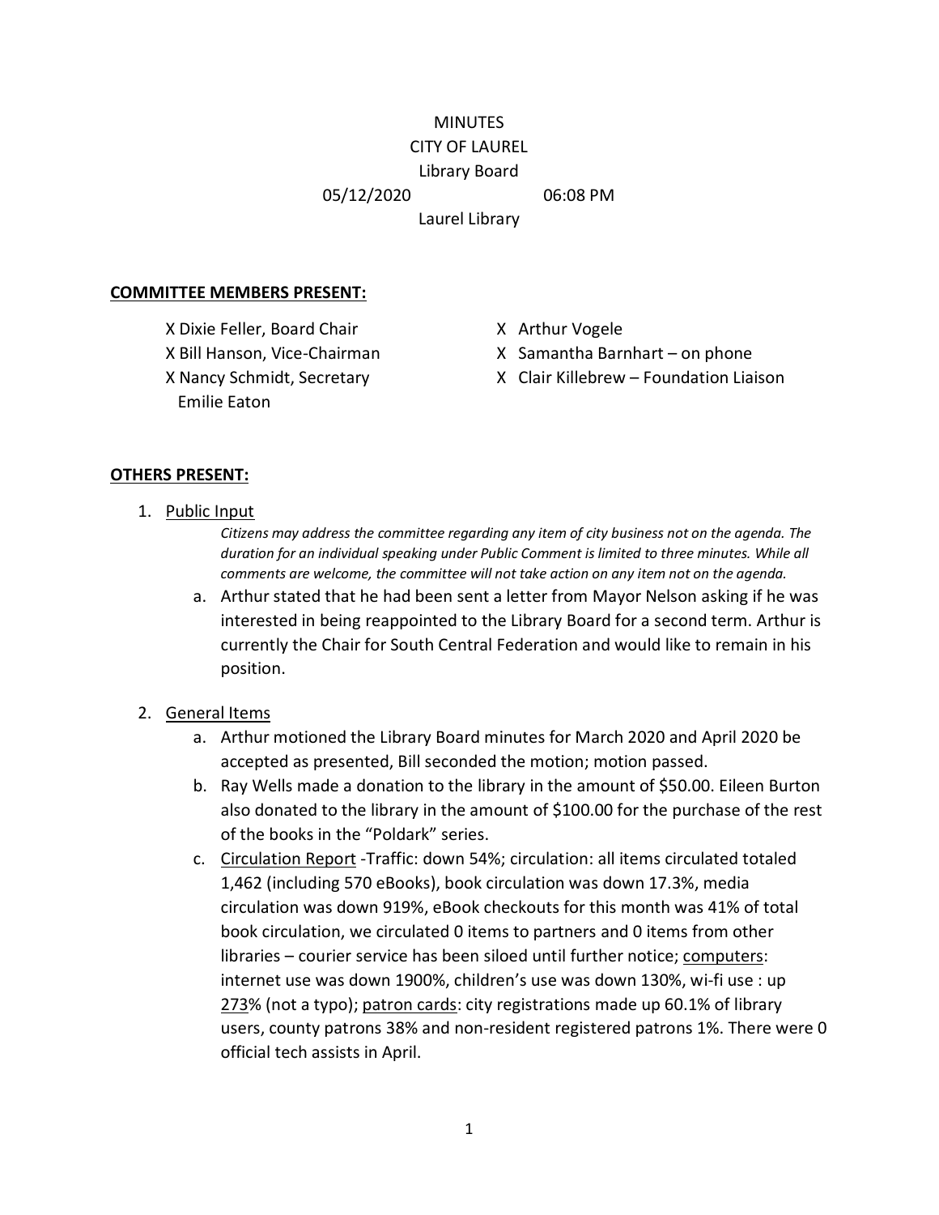MINUTES

CITY OF LAUREL

Library Board

05/12/2020 06:08 PM

Laurel Library

**COMMITTEE MEMBERS PRESENT:**

- X Dixie Feller, Board Chair
- X Bill Hanson, Vice-Chairman
- X Nancy Schmidt, Secretary
- Emilie Eaton
- X Arthur Vogele
- X Samantha Barnhart – on phone
- X Clair Killebrew – Foundation Liaison

**OTHERS PRESENT:**

1. Public Input

   *Citizens may address the committee regarding any item of city business not on the agenda. The duration for an individual speaking under Public Comment is limited to three minutes. While all comments are welcome, the committee will not take action on any item not on the agenda.*

   a. Arthur stated that he had been sent a letter from Mayor Nelson asking if he was interested in being reappointed to the Library Board for a second term. Arthur is currently the Chair for South Central Federation and would like to remain in his position.

2. General Items

   a. Arthur motioned the Library Board minutes for March 2020 and April 2020 be accepted as presented, Bill seconded the motion; motion passed.

   b. Ray Wells made a donation to the library in the amount of $50.00. Eileen Burton also donated to the library in the amount of $100.00 for the purchase of the rest of the books in the "Poldark" series.

   c. Circulation Report -Traffic: down 54%; circulation: all items circulated totaled 1,462 (including 570 eBooks), book circulation was down 17.3%, media circulation was down 919%, eBook checkouts for this month was 41% of total book circulation, we circulated 0 items to partners and 0 items from other libraries – courier service has been siloed until further notice; computers: internet use was down 1900%, children's use was down 130%, wi-fi use : up 273% (not a typo); patron cards: city registrations made up 60.1% of library users, county patrons 38% and non-resident registered patrons 1%. There were 0 official tech assists in April.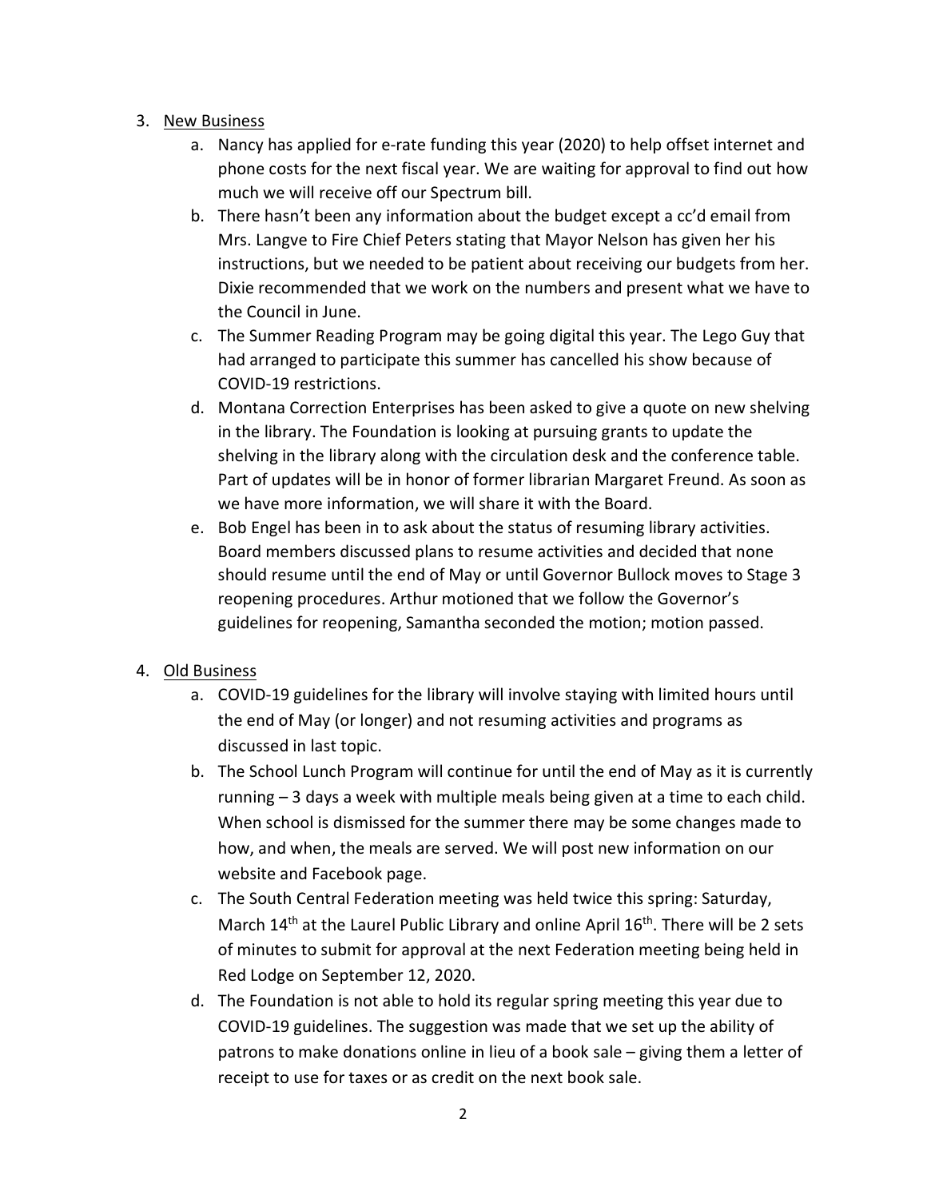3. <u>New Business</u>
    a. Nancy has applied for e-rate funding this year (2020) to help offset internet and phone costs for the next fiscal year. We are waiting for approval to find out how much we will receive off our Spectrum bill.
    b. There hasn't been any information about the budget except a cc'd email from Mrs. Langve to Fire Chief Peters stating that Mayor Nelson has given her his instructions, but we needed to be patient about receiving our budgets from her. Dixie recommended that we work on the numbers and present what we have to the Council in June.
    c. The Summer Reading Program may be going digital this year. The Lego Guy that had arranged to participate this summer has cancelled his show because of COVID-19 restrictions.
    d. Montana Correction Enterprises has been asked to give a quote on new shelving in the library. The Foundation is looking at pursuing grants to update the shelving in the library along with the circulation desk and the conference table. Part of updates will be in honor of former librarian Margaret Freund. As soon as we have more information, we will share it with the Board.
    e. Bob Engel has been in to ask about the status of resuming library activities. Board members discussed plans to resume activities and decided that none should resume until the end of May or until Governor Bullock moves to Stage 3 reopening procedures. Arthur motioned that we follow the Governor's guidelines for reopening, Samantha seconded the motion; motion passed.

4. <u>Old Business</u>
    a. COVID-19 guidelines for the library will involve staying with limited hours until the end of May (or longer) and not resuming activities and programs as discussed in last topic.
    b. The School Lunch Program will continue for until the end of May as it is currently running – 3 days a week with multiple meals being given at a time to each child. When school is dismissed for the summer there may be some changes made to how, and when, the meals are served. We will post new information on our website and Facebook page.
    c. The South Central Federation meeting was held twice this spring: Saturday, March 14th at the Laurel Public Library and online April 16th. There will be 2 sets of minutes to submit for approval at the next Federation meeting being held in Red Lodge on September 12, 2020.
    d. The Foundation is not able to hold its regular spring meeting this year due to COVID-19 guidelines. The suggestion was made that we set up the ability of patrons to make donations online in lieu of a book sale – giving them a letter of receipt to use for taxes or as credit on the next book sale.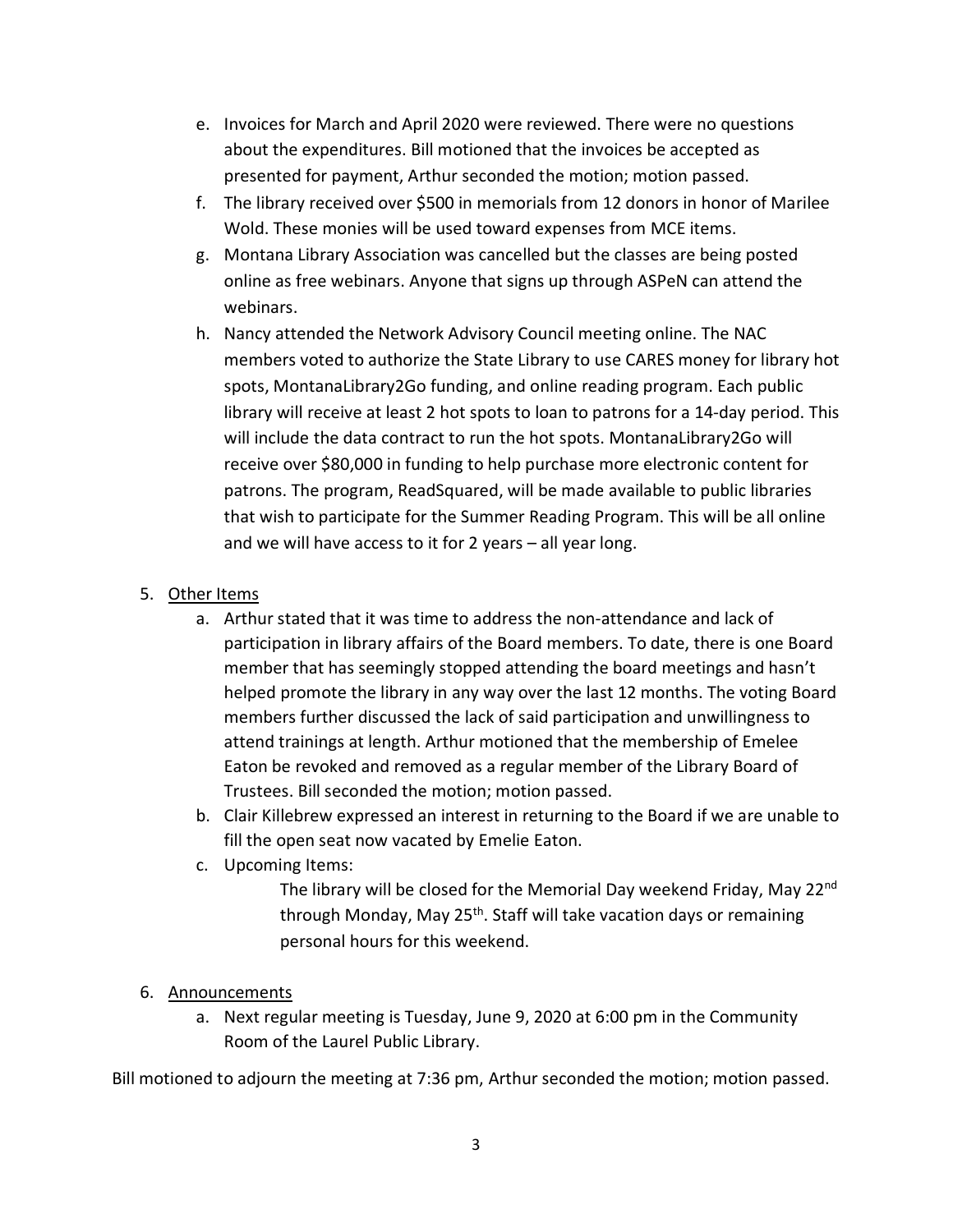e. Invoices for March and April 2020 were reviewed. There were no questions about the expenditures. Bill motioned that the invoices be accepted as presented for payment, Arthur seconded the motion; motion passed.
f. The library received over $500 in memorials from 12 donors in honor of Marilee Wold. These monies will be used toward expenses from MCE items.
g. Montana Library Association was cancelled but the classes are being posted online as free webinars. Anyone that signs up through ASPeN can attend the webinars.
h. Nancy attended the Network Advisory Council meeting online. The NAC members voted to authorize the State Library to use CARES money for library hot spots, MontanaLibrary2Go funding, and online reading program. Each public library will receive at least 2 hot spots to loan to patrons for a 14-day period. This will include the data contract to run the hot spots. MontanaLibrary2Go will receive over $80,000 in funding to help purchase more electronic content for patrons. The program, ReadSquared, will be made available to public libraries that wish to participate for the Summer Reading Program. This will be all online and we will have access to it for 2 years – all year long.

5. <u>Other Items</u>
    a. Arthur stated that it was time to address the non-attendance and lack of participation in library affairs of the Board members. To date, there is one Board member that has seemingly stopped attending the board meetings and hasn't helped promote the library in any way over the last 12 months. The voting Board members further discussed the lack of said participation and unwillingness to attend trainings at length. Arthur motioned that the membership of Emelee Eaton be revoked and removed as a regular member of the Library Board of Trustees. Bill seconded the motion; motion passed.
    b. Clair Killebrew expressed an interest in returning to the Board if we are unable to fill the open seat now vacated by Emelie Eaton.
    c. Upcoming Items:

        The library will be closed for the Memorial Day weekend Friday, May 22nd through Monday, May 25th. Staff will take vacation days or remaining personal hours for this weekend.

6. <u>Announcements</u>
    a. Next regular meeting is Tuesday, June 9, 2020 at 6:00 pm in the Community Room of the Laurel Public Library.

Bill motioned to adjourn the meeting at 7:36 pm, Arthur seconded the motion; motion passed.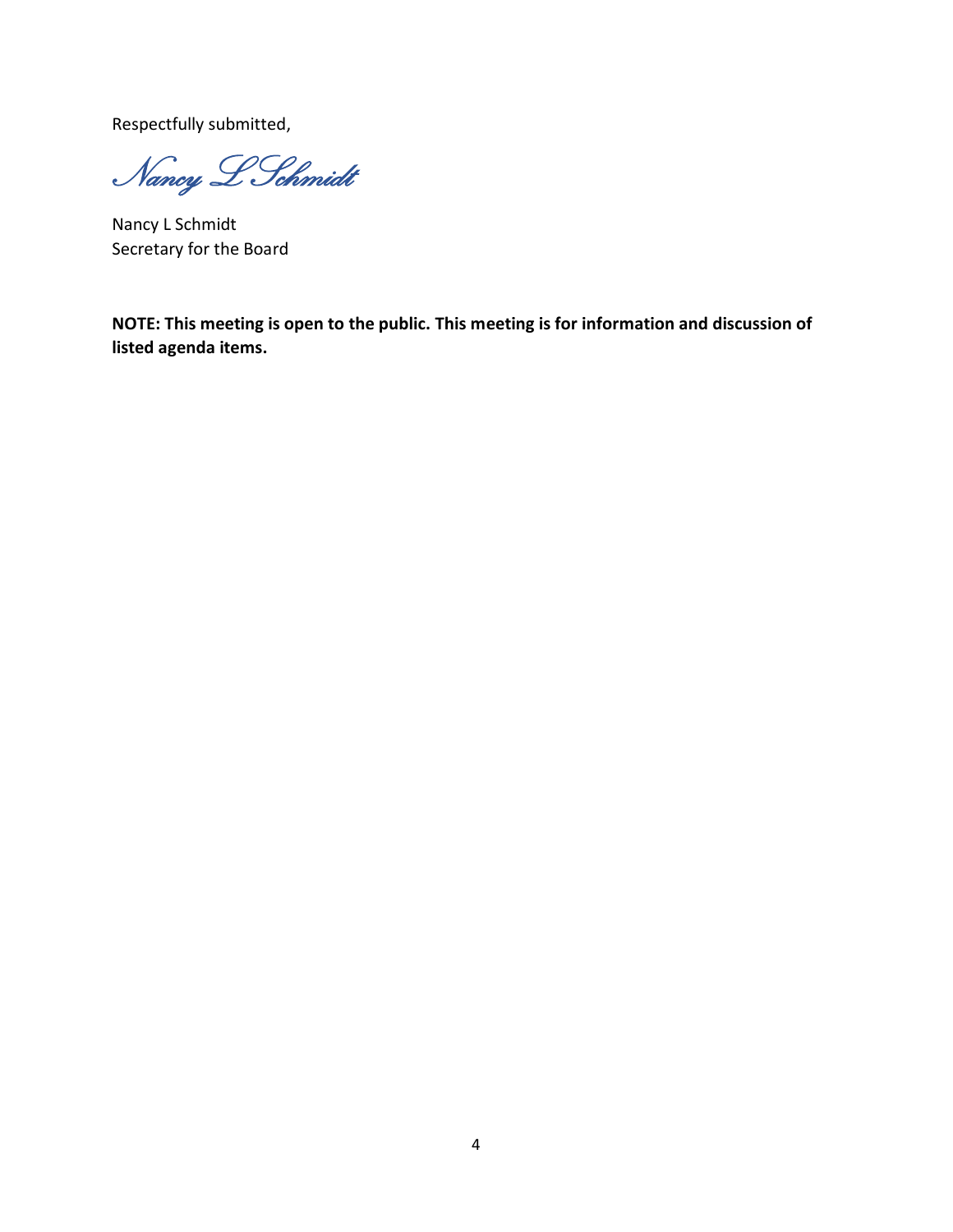Respectfully submitted,

*Nancy L Schmidt*

Nancy L Schmidt
Secretary for the Board

**NOTE: This meeting is open to the public. This meeting is for information and discussion of listed agenda items.**